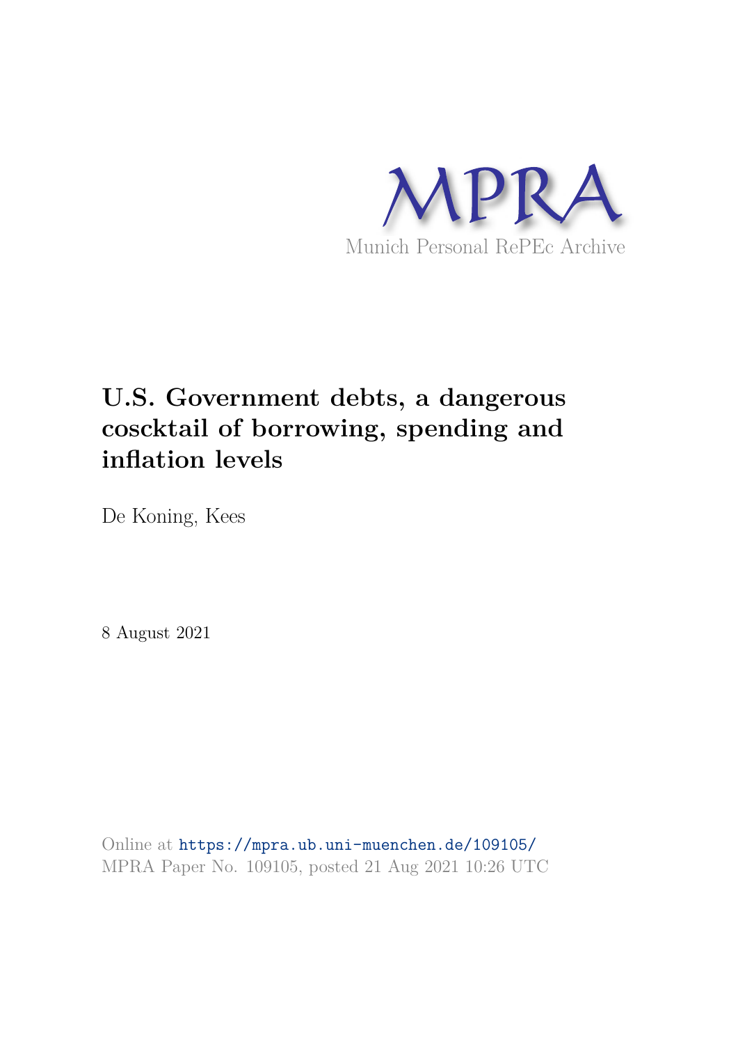MPRA

Munich Personal RePEc Archive

# U.S. Government debts, a dangerous coscktail of borrowing, spending and inflation levels

De Koning, Kees

8 August 2021

Online at https://mpra.ub.uni-muenchen.de/109105/
MPRA Paper No. 109105, posted 21 Aug 2021 10:26 UTC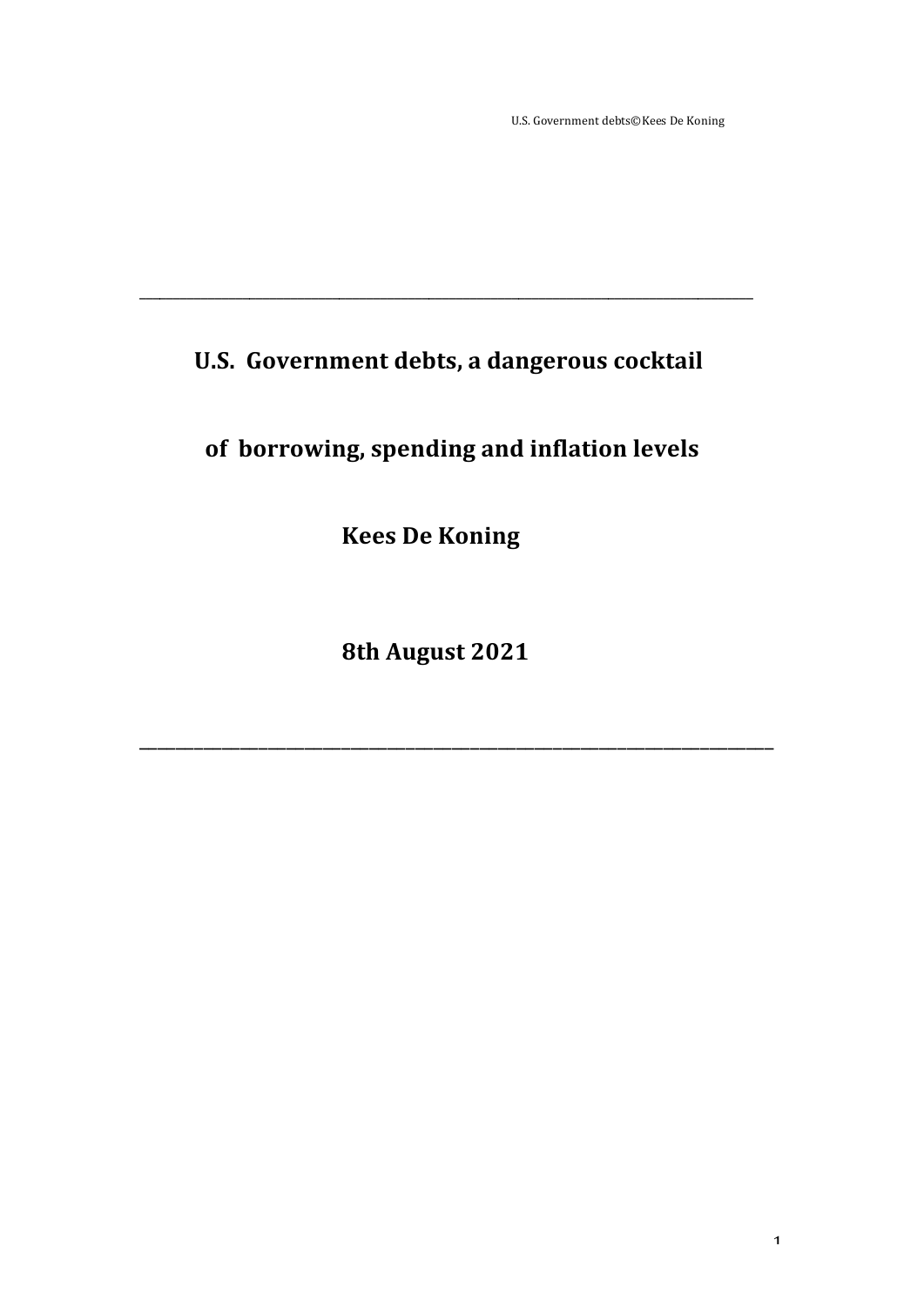# U.S. Government debts, a dangerous cocktail

# of borrowing, spending and inflation levels

**Kees De Koning**

**8th August 2021**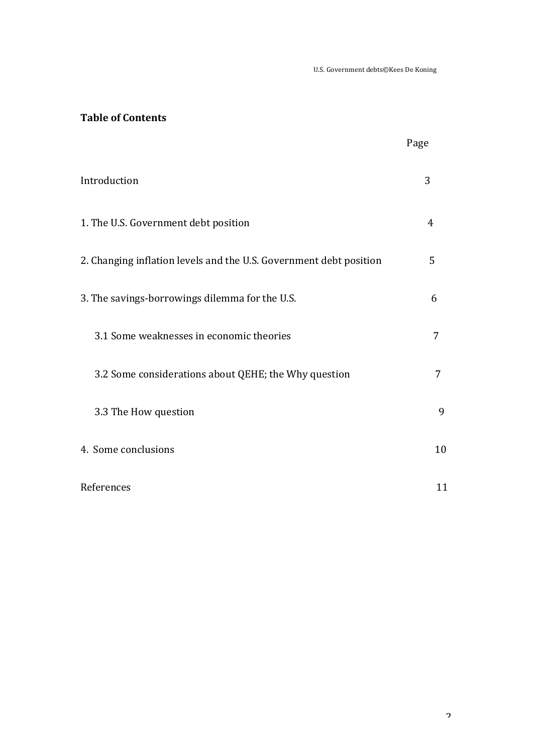**Table of Contents**

| | Page |
|---|---|
| Introduction | 3 |
| 1. The U.S. Government debt position | 4 |
| 2. Changing inflation levels and the U.S. Government debt position | 5 |
| 3. The savings-borrowings dilemma for the U.S. | 6 |
| 3.1 Some weaknesses in economic theories | 7 |
| 3.2 Some considerations about QEHE; the Why question | 7 |
| 3.3 The How question | 9 |
| 4. Some conclusions | 10 |
| References | 11 |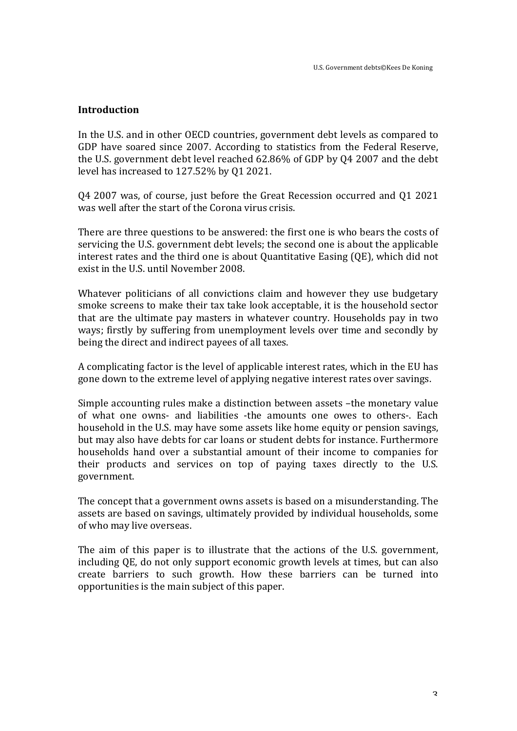## Introduction

In the U.S. and in other OECD countries, government debt levels as compared to GDP have soared since 2007. According to statistics from the Federal Reserve, the U.S. government debt level reached 62.86% of GDP by Q4 2007 and the debt level has increased to 127.52% by Q1 2021.

Q4 2007 was, of course, just before the Great Recession occurred and Q1 2021 was well after the start of the Corona virus crisis.

There are three questions to be answered: the first one is who bears the costs of servicing the U.S. government debt levels; the second one is about the applicable interest rates and the third one is about Quantitative Easing (QE), which did not exist in the U.S. until November 2008.

Whatever politicians of all convictions claim and however they use budgetary smoke screens to make their tax take look acceptable, it is the household sector that are the ultimate pay masters in whatever country. Households pay in two ways; firstly by suffering from unemployment levels over time and secondly by being the direct and indirect payees of all taxes.

A complicating factor is the level of applicable interest rates, which in the EU has gone down to the extreme level of applying negative interest rates over savings.

Simple accounting rules make a distinction between assets –the monetary value of what one owns- and liabilities -the amounts one owes to others-. Each household in the U.S. may have some assets like home equity or pension savings, but may also have debts for car loans or student debts for instance. Furthermore households hand over a substantial amount of their income to companies for their products and services on top of paying taxes directly to the U.S. government.

The concept that a government owns assets is based on a misunderstanding. The assets are based on savings, ultimately provided by individual households, some of who may live overseas.

The aim of this paper is to illustrate that the actions of the U.S. government, including QE, do not only support economic growth levels at times, but can also create barriers to such growth. How these barriers can be turned into opportunities is the main subject of this paper.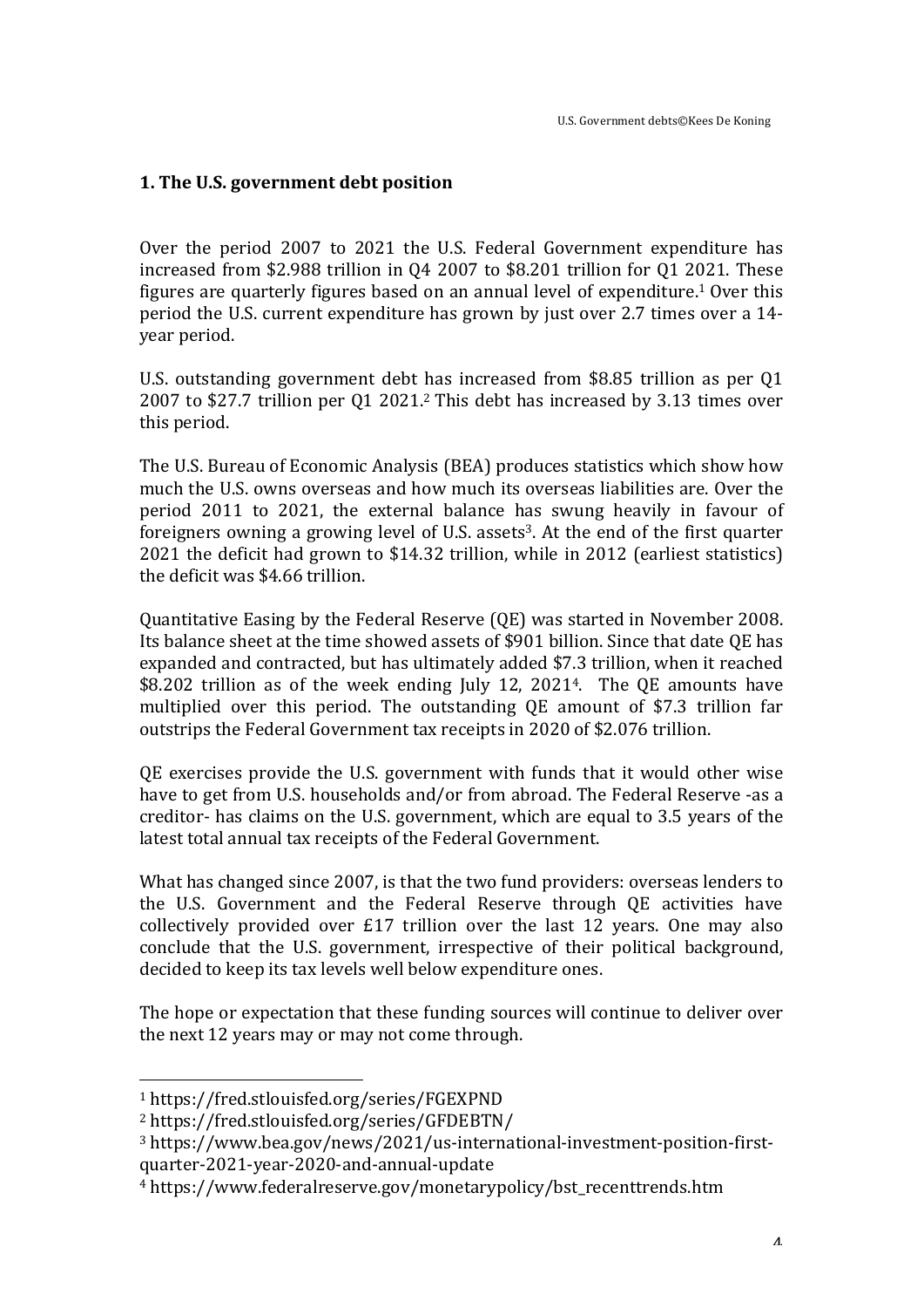## 1. The U.S. government debt position

Over the period 2007 to 2021 the U.S. Federal Government expenditure has increased from $2.988 trillion in Q4 2007 to $8.201 trillion for Q1 2021. These figures are quarterly figures based on an annual level of expenditure.[1] Over this period the U.S. current expenditure has grown by just over 2.7 times over a 14-year period.

U.S. outstanding government debt has increased from $8.85 trillion as per Q1 2007 to $27.7 trillion per Q1 2021.[2] This debt has increased by 3.13 times over this period.

The U.S. Bureau of Economic Analysis (BEA) produces statistics which show how much the U.S. owns overseas and how much its overseas liabilities are. Over the period 2011 to 2021, the external balance has swung heavily in favour of foreigners owning a growing level of U.S. assets[3]. At the end of the first quarter 2021 the deficit had grown to $14.32 trillion, while in 2012 (earliest statistics) the deficit was $4.66 trillion.

Quantitative Easing by the Federal Reserve (QE) was started in November 2008. Its balance sheet at the time showed assets of $901 billion. Since that date QE has expanded and contracted, but has ultimately added $7.3 trillion, when it reached $8.202 trillion as of the week ending July 12, 2021[4]. The QE amounts have multiplied over this period. The outstanding QE amount of $7.3 trillion far outstrips the Federal Government tax receipts in 2020 of $2.076 trillion.

QE exercises provide the U.S. government with funds that it would other wise have to get from U.S. households and/or from abroad. The Federal Reserve -as a creditor- has claims on the U.S. government, which are equal to 3.5 years of the latest total annual tax receipts of the Federal Government.

What has changed since 2007, is that the two fund providers: overseas lenders to the U.S. Government and the Federal Reserve through QE activities have collectively provided over £17 trillion over the last 12 years. One may also conclude that the U.S. government, irrespective of their political background, decided to keep its tax levels well below expenditure ones.

The hope or expectation that these funding sources will continue to deliver over the next 12 years may or may not come through.

---

[1] https://fred.stlouisfed.org/series/FGEXPND

[2] https://fred.stlouisfed.org/series/GFDEBTN/

[3] https://www.bea.gov/news/2021/us-international-investment-position-first-quarter-2021-year-2020-and-annual-update

[4] https://www.federalreserve.gov/monetarypolicy/bst_recenttrends.htm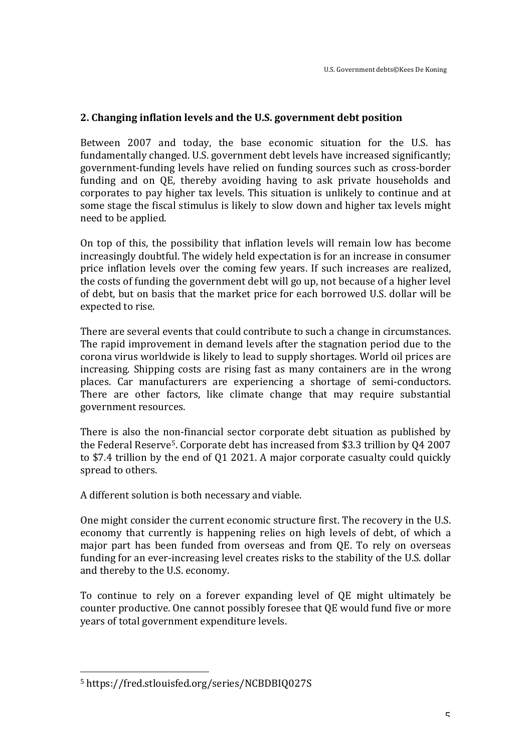## 2. Changing inflation levels and the U.S. government debt position

Between 2007 and today, the base economic situation for the U.S. has fundamentally changed. U.S. government debt levels have increased significantly; government-funding levels have relied on funding sources such as cross-border funding and on QE, thereby avoiding having to ask private households and corporates to pay higher tax levels. This situation is unlikely to continue and at some stage the fiscal stimulus is likely to slow down and higher tax levels might need to be applied.

On top of this, the possibility that inflation levels will remain low has become increasingly doubtful. The widely held expectation is for an increase in consumer price inflation levels over the coming few years. If such increases are realized, the costs of funding the government debt will go up, not because of a higher level of debt, but on basis that the market price for each borrowed U.S. dollar will be expected to rise.

There are several events that could contribute to such a change in circumstances. The rapid improvement in demand levels after the stagnation period due to the corona virus worldwide is likely to lead to supply shortages. World oil prices are increasing. Shipping costs are rising fast as many containers are in the wrong places. Car manufacturers are experiencing a shortage of semi-conductors. There are other factors, like climate change that may require substantial government resources.

There is also the non-financial sector corporate debt situation as published by the Federal Reserve[5]. Corporate debt has increased from $3.3 trillion by Q4 2007 to $7.4 trillion by the end of Q1 2021. A major corporate casualty could quickly spread to others.

A different solution is both necessary and viable.

One might consider the current economic structure first. The recovery in the U.S. economy that currently is happening relies on high levels of debt, of which a major part has been funded from overseas and from QE. To rely on overseas funding for an ever-increasing level creates risks to the stability of the U.S. dollar and thereby to the U.S. economy.

To continue to rely on a forever expanding level of QE might ultimately be counter productive. One cannot possibly foresee that QE would fund five or more years of total government expenditure levels.

---

[5] https://fred.stlouisfed.org/series/NCBDBIQ027S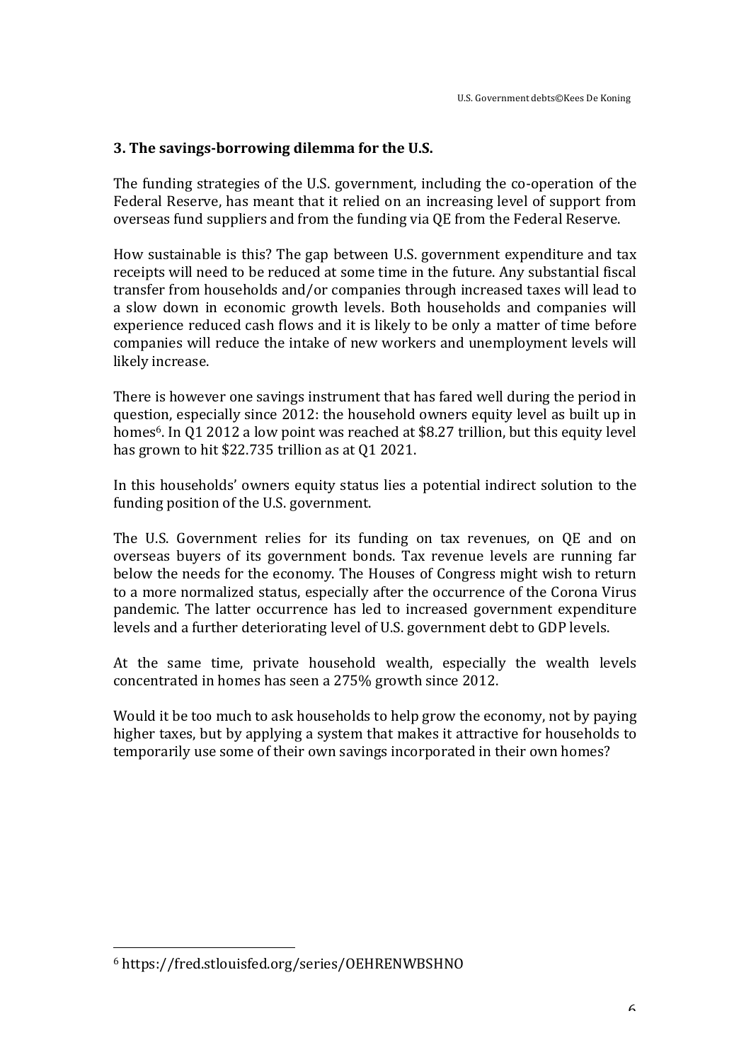## 3. The savings-borrowing dilemma for the U.S.

The funding strategies of the U.S. government, including the co-operation of the Federal Reserve, has meant that it relied on an increasing level of support from overseas fund suppliers and from the funding via QE from the Federal Reserve.

How sustainable is this? The gap between U.S. government expenditure and tax receipts will need to be reduced at some time in the future. Any substantial fiscal transfer from households and/or companies through increased taxes will lead to a slow down in economic growth levels. Both households and companies will experience reduced cash flows and it is likely to be only a matter of time before companies will reduce the intake of new workers and unemployment levels will likely increase.

There is however one savings instrument that has fared well during the period in question, especially since 2012: the household owners equity level as built up in homes[6]. In Q1 2012 a low point was reached at $8.27 trillion, but this equity level has grown to hit $22.735 trillion as at Q1 2021.

In this households' owners equity status lies a potential indirect solution to the funding position of the U.S. government.

The U.S. Government relies for its funding on tax revenues, on QE and on overseas buyers of its government bonds. Tax revenue levels are running far below the needs for the economy. The Houses of Congress might wish to return to a more normalized status, especially after the occurrence of the Corona Virus pandemic. The latter occurrence has led to increased government expenditure levels and a further deteriorating level of U.S. government debt to GDP levels.

At the same time, private household wealth, especially the wealth levels concentrated in homes has seen a 275% growth since 2012.

Would it be too much to ask households to help grow the economy, not by paying higher taxes, but by applying a system that makes it attractive for households to temporarily use some of their own savings incorporated in their own homes?

---

[6] https://fred.stlouisfed.org/series/OEHRENWBSHNO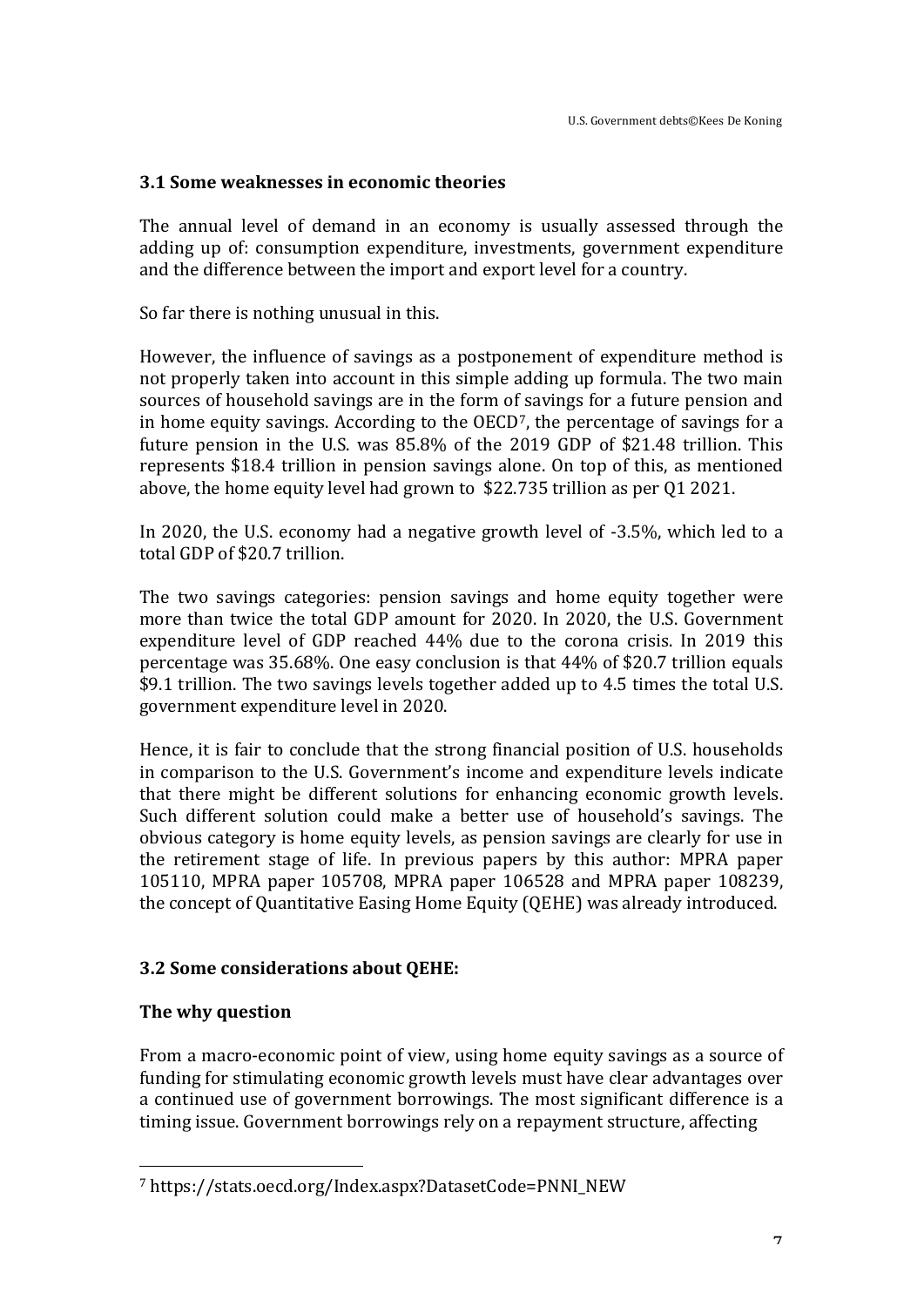### 3.1 Some weaknesses in economic theories

The annual level of demand in an economy is usually assessed through the adding up of: consumption expenditure, investments, government expenditure and the difference between the import and export level for a country.

So far there is nothing unusual in this.

However, the influence of savings as a postponement of expenditure method is not properly taken into account in this simple adding up formula. The two main sources of household savings are in the form of savings for a future pension and in home equity savings. According to the OECD[7], the percentage of savings for a future pension in the U.S. was 85.8% of the 2019 GDP of $21.48 trillion. This represents $18.4 trillion in pension savings alone. On top of this, as mentioned above, the home equity level had grown to $22.735 trillion as per Q1 2021.

In 2020, the U.S. economy had a negative growth level of -3.5%, which led to a total GDP of $20.7 trillion.

The two savings categories: pension savings and home equity together were more than twice the total GDP amount for 2020. In 2020, the U.S. Government expenditure level of GDP reached 44% due to the corona crisis. In 2019 this percentage was 35.68%. One easy conclusion is that 44% of $20.7 trillion equals $9.1 trillion. The two savings levels together added up to 4.5 times the total U.S. government expenditure level in 2020.

Hence, it is fair to conclude that the strong financial position of U.S. households in comparison to the U.S. Government's income and expenditure levels indicate that there might be different solutions for enhancing economic growth levels. Such different solution could make a better use of household's savings. The obvious category is home equity levels, as pension savings are clearly for use in the retirement stage of life. In previous papers by this author: MPRA paper 105110, MPRA paper 105708, MPRA paper 106528 and MPRA paper 108239, the concept of Quantitative Easing Home Equity (QEHE) was already introduced.

### 3.2 Some considerations about QEHE:

**The why question**

From a macro-economic point of view, using home equity savings as a source of funding for stimulating economic growth levels must have clear advantages over a continued use of government borrowings. The most significant difference is a timing issue. Government borrowings rely on a repayment structure, affecting

[7] https://stats.oecd.org/Index.aspx?DatasetCode=PNNI_NEW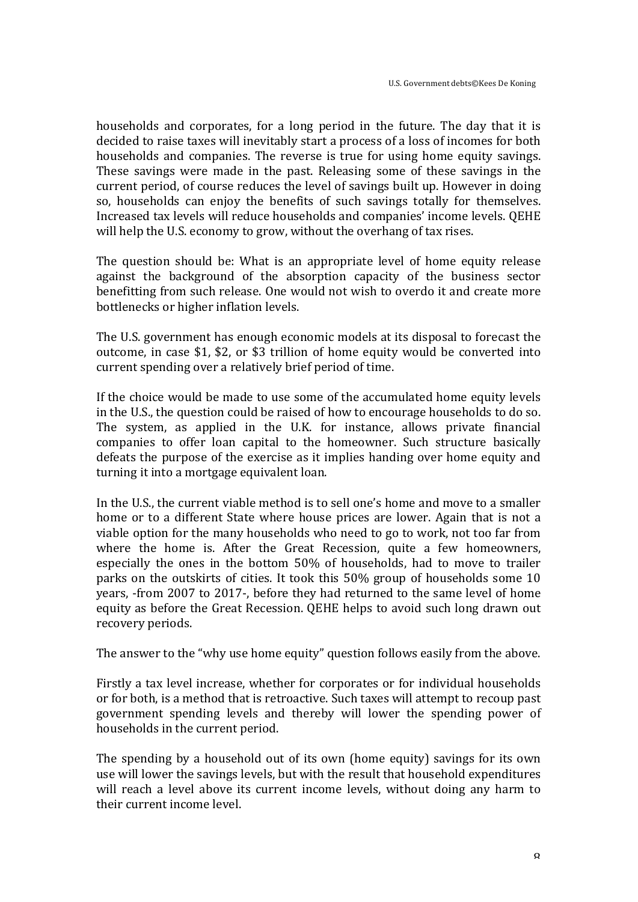households and corporates, for a long period in the future. The day that it is decided to raise taxes will inevitably start a process of a loss of incomes for both households and companies. The reverse is true for using home equity savings. These savings were made in the past. Releasing some of these savings in the current period, of course reduces the level of savings built up. However in doing so, households can enjoy the benefits of such savings totally for themselves. Increased tax levels will reduce households and companies' income levels. QEHE will help the U.S. economy to grow, without the overhang of tax rises.

The question should be: What is an appropriate level of home equity release against the background of the absorption capacity of the business sector benefitting from such release. One would not wish to overdo it and create more bottlenecks or higher inflation levels.

The U.S. government has enough economic models at its disposal to forecast the outcome, in case $1, $2, or $3 trillion of home equity would be converted into current spending over a relatively brief period of time.

If the choice would be made to use some of the accumulated home equity levels in the U.S., the question could be raised of how to encourage households to do so. The system, as applied in the U.K. for instance, allows private financial companies to offer loan capital to the homeowner. Such structure basically defeats the purpose of the exercise as it implies handing over home equity and turning it into a mortgage equivalent loan.

In the U.S., the current viable method is to sell one's home and move to a smaller home or to a different State where house prices are lower. Again that is not a viable option for the many households who need to go to work, not too far from where the home is. After the Great Recession, quite a few homeowners, especially the ones in the bottom 50% of households, had to move to trailer parks on the outskirts of cities. It took this 50% group of households some 10 years, -from 2007 to 2017-, before they had returned to the same level of home equity as before the Great Recession. QEHE helps to avoid such long drawn out recovery periods.

The answer to the "why use home equity" question follows easily from the above.

Firstly a tax level increase, whether for corporates or for individual households or for both, is a method that is retroactive. Such taxes will attempt to recoup past government spending levels and thereby will lower the spending power of households in the current period.

The spending by a household out of its own (home equity) savings for its own use will lower the savings levels, but with the result that household expenditures will reach a level above its current income levels, without doing any harm to their current income level.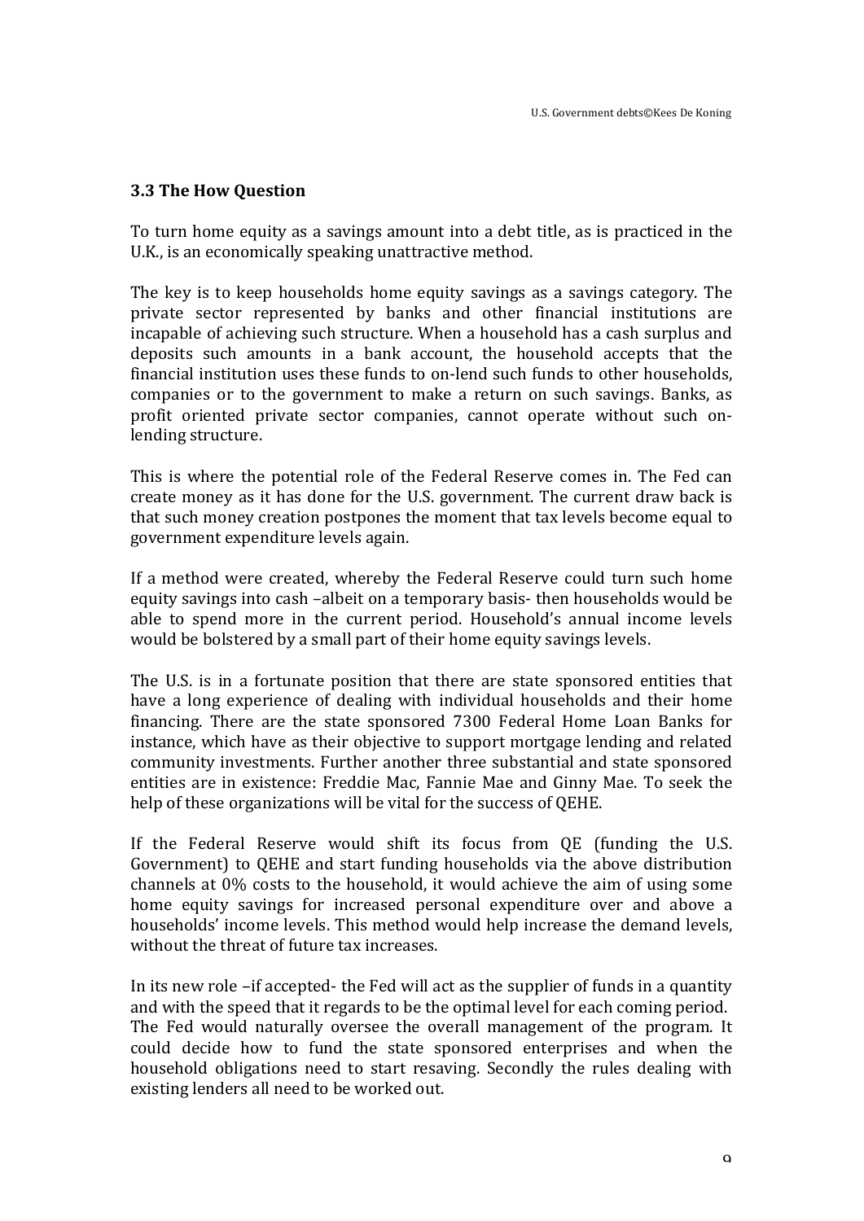### 3.3 The How Question

To turn home equity as a savings amount into a debt title, as is practiced in the U.K., is an economically speaking unattractive method.

The key is to keep households home equity savings as a savings category. The private sector represented by banks and other financial institutions are incapable of achieving such structure. When a household has a cash surplus and deposits such amounts in a bank account, the household accepts that the financial institution uses these funds to on-lend such funds to other households, companies or to the government to make a return on such savings. Banks, as profit oriented private sector companies, cannot operate without such on-lending structure.

This is where the potential role of the Federal Reserve comes in. The Fed can create money as it has done for the U.S. government. The current draw back is that such money creation postpones the moment that tax levels become equal to government expenditure levels again.

If a method were created, whereby the Federal Reserve could turn such home equity savings into cash –albeit on a temporary basis- then households would be able to spend more in the current period. Household's annual income levels would be bolstered by a small part of their home equity savings levels.

The U.S. is in a fortunate position that there are state sponsored entities that have a long experience of dealing with individual households and their home financing. There are the state sponsored 7300 Federal Home Loan Banks for instance, which have as their objective to support mortgage lending and related community investments. Further another three substantial and state sponsored entities are in existence: Freddie Mac, Fannie Mae and Ginny Mae. To seek the help of these organizations will be vital for the success of QEHE.

If the Federal Reserve would shift its focus from QE (funding the U.S. Government) to QEHE and start funding households via the above distribution channels at 0% costs to the household, it would achieve the aim of using some home equity savings for increased personal expenditure over and above a households' income levels. This method would help increase the demand levels, without the threat of future tax increases.

In its new role –if accepted- the Fed will act as the supplier of funds in a quantity and with the speed that it regards to be the optimal level for each coming period. The Fed would naturally oversee the overall management of the program. It could decide how to fund the state sponsored enterprises and when the household obligations need to start resaving. Secondly the rules dealing with existing lenders all need to be worked out.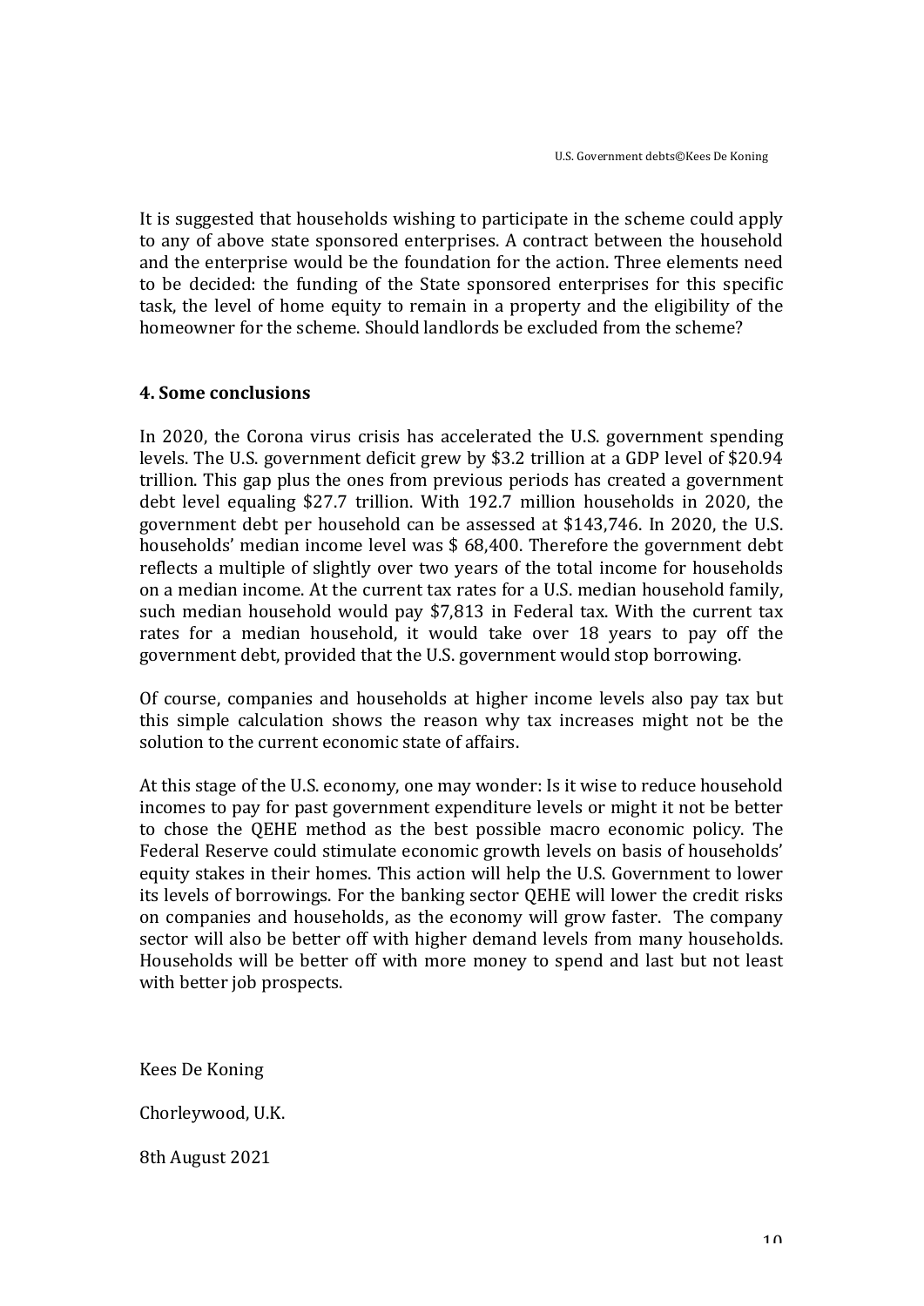It is suggested that households wishing to participate in the scheme could apply to any of above state sponsored enterprises. A contract between the household and the enterprise would be the foundation for the action. Three elements need to be decided: the funding of the State sponsored enterprises for this specific task, the level of home equity to remain in a property and the eligibility of the homeowner for the scheme. Should landlords be excluded from the scheme?

## 4. Some conclusions

In 2020, the Corona virus crisis has accelerated the U.S. government spending levels. The U.S. government deficit grew by $3.2 trillion at a GDP level of $20.94 trillion. This gap plus the ones from previous periods has created a government debt level equaling $27.7 trillion. With 192.7 million households in 2020, the government debt per household can be assessed at $143,746. In 2020, the U.S. households' median income level was $ 68,400. Therefore the government debt reflects a multiple of slightly over two years of the total income for households on a median income. At the current tax rates for a U.S. median household family, such median household would pay $7,813 in Federal tax. With the current tax rates for a median household, it would take over 18 years to pay off the government debt, provided that the U.S. government would stop borrowing.

Of course, companies and households at higher income levels also pay tax but this simple calculation shows the reason why tax increases might not be the solution to the current economic state of affairs.

At this stage of the U.S. economy, one may wonder: Is it wise to reduce household incomes to pay for past government expenditure levels or might it not be better to chose the QEHE method as the best possible macro economic policy. The Federal Reserve could stimulate economic growth levels on basis of households' equity stakes in their homes. This action will help the U.S. Government to lower its levels of borrowings. For the banking sector QEHE will lower the credit risks on companies and households, as the economy will grow faster. The company sector will also be better off with higher demand levels from many households. Households will be better off with more money to spend and last but not least with better job prospects.

Kees De Koning

Chorleywood, U.K.

8th August 2021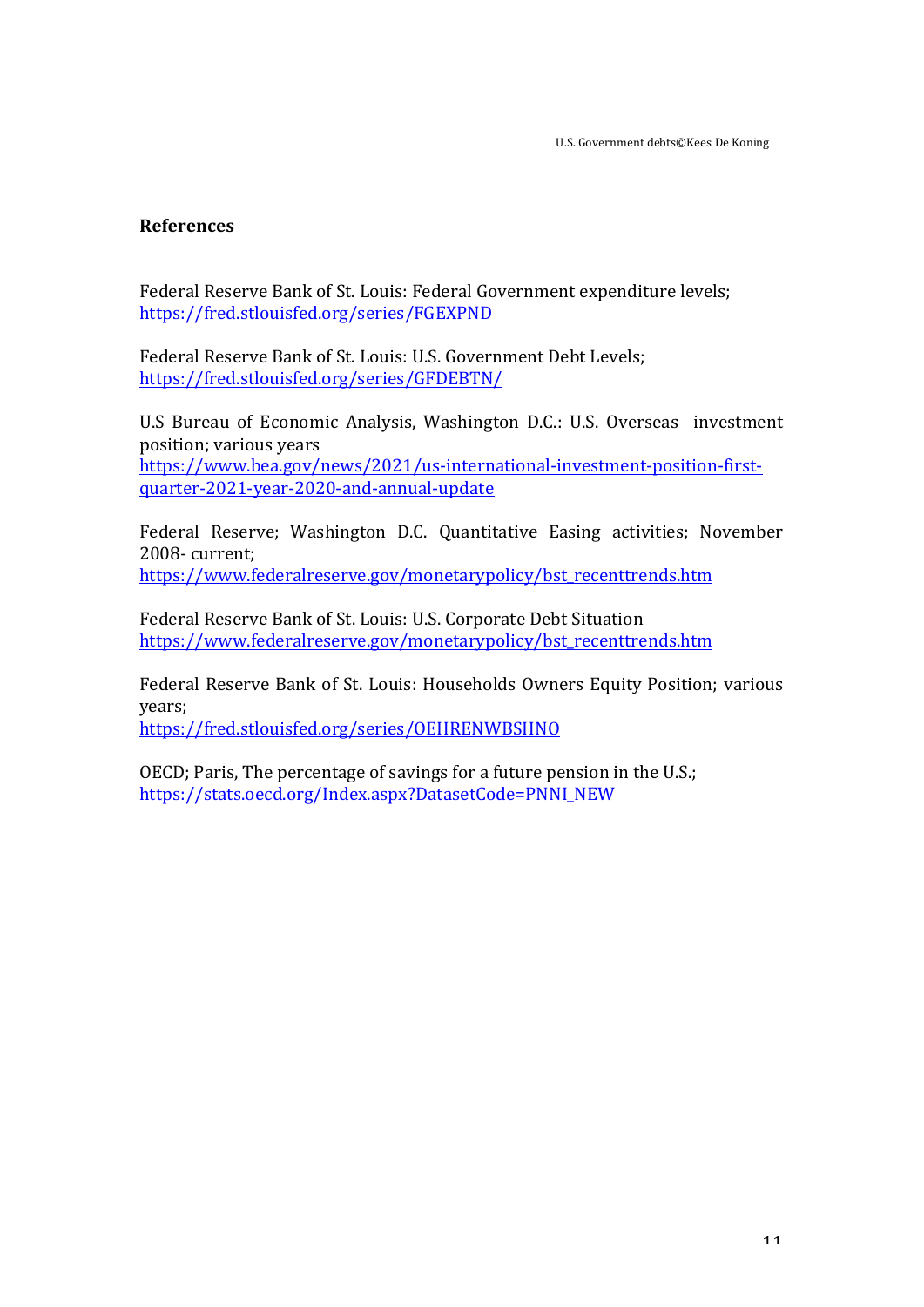## References

Federal Reserve Bank of St. Louis: Federal Government expenditure levels; https://fred.stlouisfed.org/series/FGEXPND

Federal Reserve Bank of St. Louis: U.S. Government Debt Levels; https://fred.stlouisfed.org/series/GFDEBTN/

U.S Bureau of Economic Analysis, Washington D.C.: U.S. Overseas investment position; various years https://www.bea.gov/news/2021/us-international-investment-position-first-quarter-2021-year-2020-and-annual-update

Federal Reserve; Washington D.C. Quantitative Easing activities; November 2008- current; https://www.federalreserve.gov/monetarypolicy/bst_recenttrends.htm

Federal Reserve Bank of St. Louis: U.S. Corporate Debt Situation https://www.federalreserve.gov/monetarypolicy/bst_recenttrends.htm

Federal Reserve Bank of St. Louis: Households Owners Equity Position; various years; https://fred.stlouisfed.org/series/OEHRENWBSHNO

OECD; Paris, The percentage of savings for a future pension in the U.S.; https://stats.oecd.org/Index.aspx?DatasetCode=PNNI_NEW